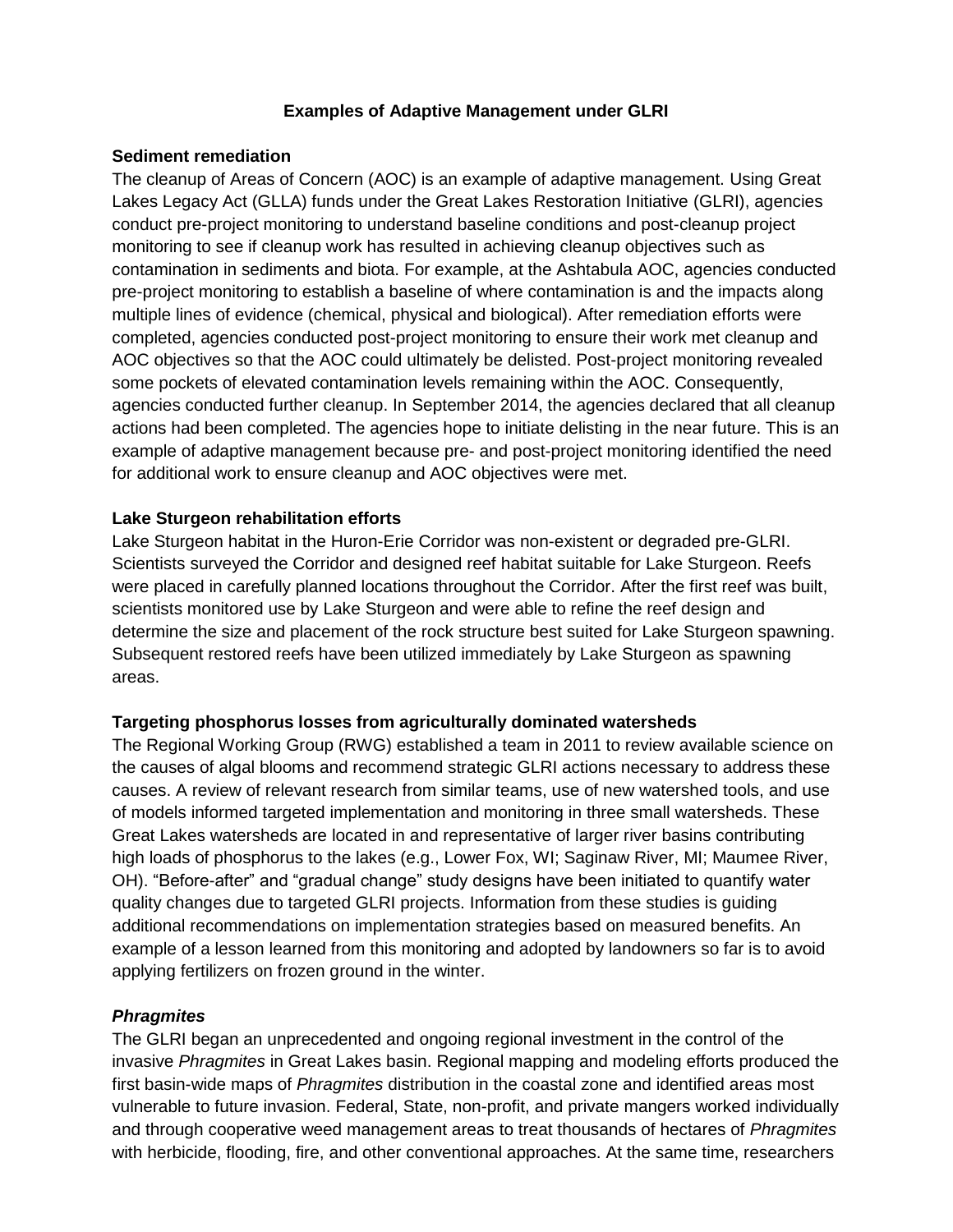# Examples of Adaptive Management under GLRI

## Sediment remediation

The cleanup of Areas of Concern (AOC) is an example of adaptive management. Using Great Lakes Legacy Act (GLLA) funds under the Great Lakes Restoration Initiative (GLRI), agencies conduct pre-project monitoring to understand baseline conditions and post-cleanup project monitoring to see if cleanup work has resulted in achieving cleanup objectives such as contamination in sediments and biota. For example, at the Ashtabula AOC, agencies conducted pre-project monitoring to establish a baseline of where contamination is and the impacts along multiple lines of evidence (chemical, physical and biological). After remediation efforts were completed, agencies conducted post-project monitoring to ensure their work met cleanup and AOC objectives so that the AOC could ultimately be delisted. Post-project monitoring revealed some pockets of elevated contamination levels remaining within the AOC. Consequently, agencies conducted further cleanup. In September 2014, the agencies declared that all cleanup actions had been completed. The agencies hope to initiate delisting in the near future. This is an example of adaptive management because pre- and post-project monitoring identified the need for additional work to ensure cleanup and AOC objectives were met.

## Lake Sturgeon rehabilitation efforts

Lake Sturgeon habitat in the Huron-Erie Corridor was non-existent or degraded pre-GLRI. Scientists surveyed the Corridor and designed reef habitat suitable for Lake Sturgeon. Reefs were placed in carefully planned locations throughout the Corridor. After the first reef was built, scientists monitored use by Lake Sturgeon and were able to refine the reef design and determine the size and placement of the rock structure best suited for Lake Sturgeon spawning. Subsequent restored reefs have been utilized immediately by Lake Sturgeon as spawning areas.

## Targeting phosphorus losses from agriculturally dominated watersheds

The Regional Working Group (RWG) established a team in 2011 to review available science on the causes of algal blooms and recommend strategic GLRI actions necessary to address these causes. A review of relevant research from similar teams, use of new watershed tools, and use of models informed targeted implementation and monitoring in three small watersheds. These Great Lakes watersheds are located in and representative of larger river basins contributing high loads of phosphorus to the lakes (e.g., Lower Fox, WI; Saginaw River, MI; Maumee River, OH). "Before-after" and "gradual change" study designs have been initiated to quantify water quality changes due to targeted GLRI projects. Information from these studies is guiding additional recommendations on implementation strategies based on measured benefits. An example of a lesson learned from this monitoring and adopted by landowners so far is to avoid applying fertilizers on frozen ground in the winter.

## *Phragmites*

The GLRI began an unprecedented and ongoing regional investment in the control of the invasive *Phragmites* in Great Lakes basin. Regional mapping and modeling efforts produced the first basin-wide maps of *Phragmites* distribution in the coastal zone and identified areas most vulnerable to future invasion. Federal, State, non-profit, and private mangers worked individually and through cooperative weed management areas to treat thousands of hectares of *Phragmites* with herbicide, flooding, fire, and other conventional approaches. At the same time, researchers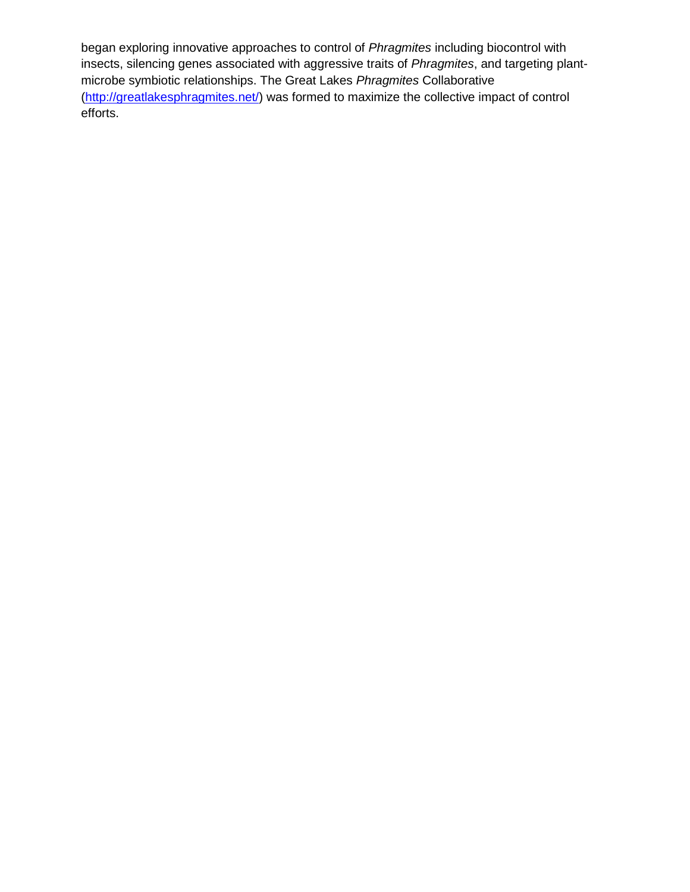began exploring innovative approaches to control of *Phragmites* including biocontrol with insects, silencing genes associated with aggressive traits of *Phragmites*, and targeting plant-microbe symbiotic relationships. The Great Lakes *Phragmites* Collaborative ([http://greatlakesphragmites.net/](http://greatlakesphragmites.net/)) was formed to maximize the collective impact of control efforts.